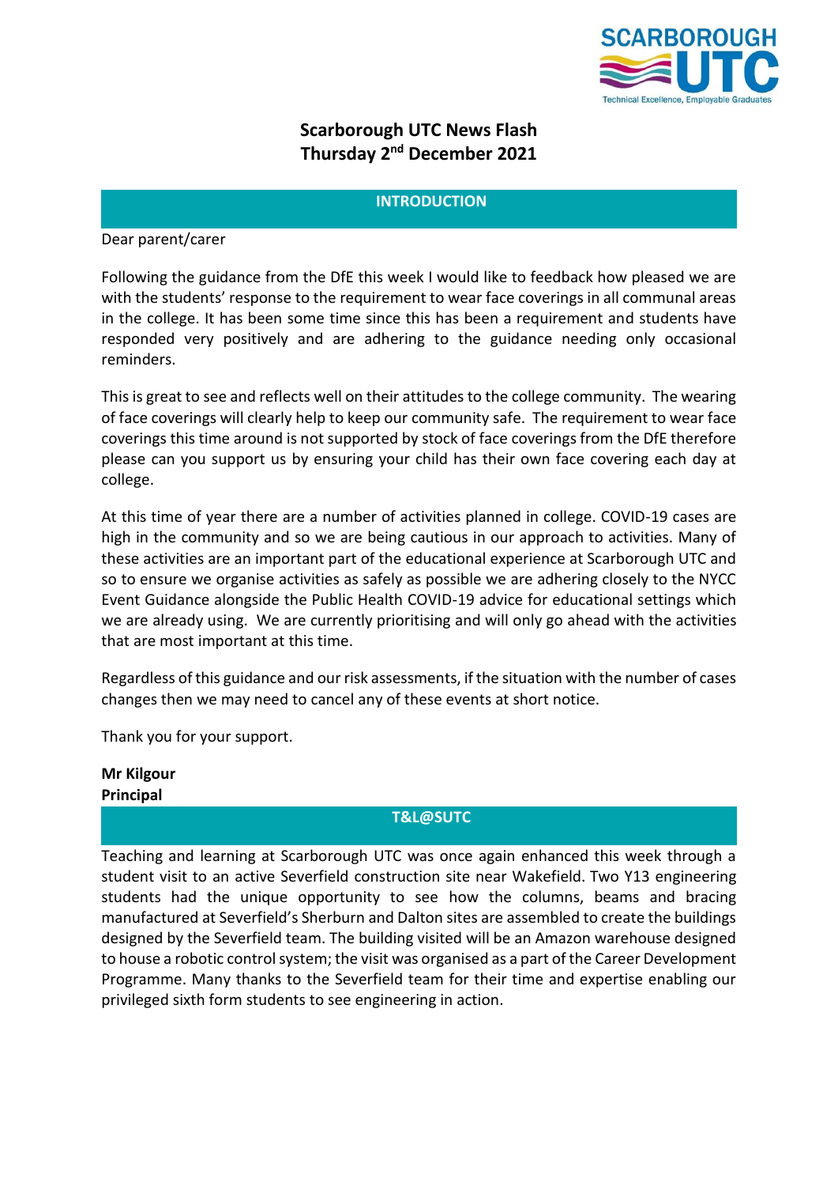# Scarborough UTC News Flash
## Thursday 2nd December 2021

## INTRODUCTION

Dear parent/carer

Following the guidance from the DfE this week I would like to feedback how pleased we are with the students' response to the requirement to wear face coverings in all communal areas in the college. It has been some time since this has been a requirement and students have responded very positively and are adhering to the guidance needing only occasional reminders.

This is great to see and reflects well on their attitudes to the college community. The wearing of face coverings will clearly help to keep our community safe. The requirement to wear face coverings this time around is not supported by stock of face coverings from the DfE therefore please can you support us by ensuring your child has their own face covering each day at college.

At this time of year there are a number of activities planned in college. COVID-19 cases are high in the community and so we are being cautious in our approach to activities. Many of these activities are an important part of the educational experience at Scarborough UTC and so to ensure we organise activities as safely as possible we are adhering closely to the NYCC Event Guidance alongside the Public Health COVID-19 advice for educational settings which we are already using. We are currently prioritising and will only go ahead with the activities that are most important at this time.

Regardless of this guidance and our risk assessments, if the situation with the number of cases changes then we may need to cancel any of these events at short notice.

Thank you for your support.

**Mr Kilgour**
**Principal**

## T&L@SUTC

Teaching and learning at Scarborough UTC was once again enhanced this week through a student visit to an active Severfield construction site near Wakefield. Two Y13 engineering students had the unique opportunity to see how the columns, beams and bracing manufactured at Severfield's Sherburn and Dalton sites are assembled to create the buildings designed by the Severfield team. The building visited will be an Amazon warehouse designed to house a robotic control system; the visit was organised as a part of the Career Development Programme. Many thanks to the Severfield team for their time and expertise enabling our privileged sixth form students to see engineering in action.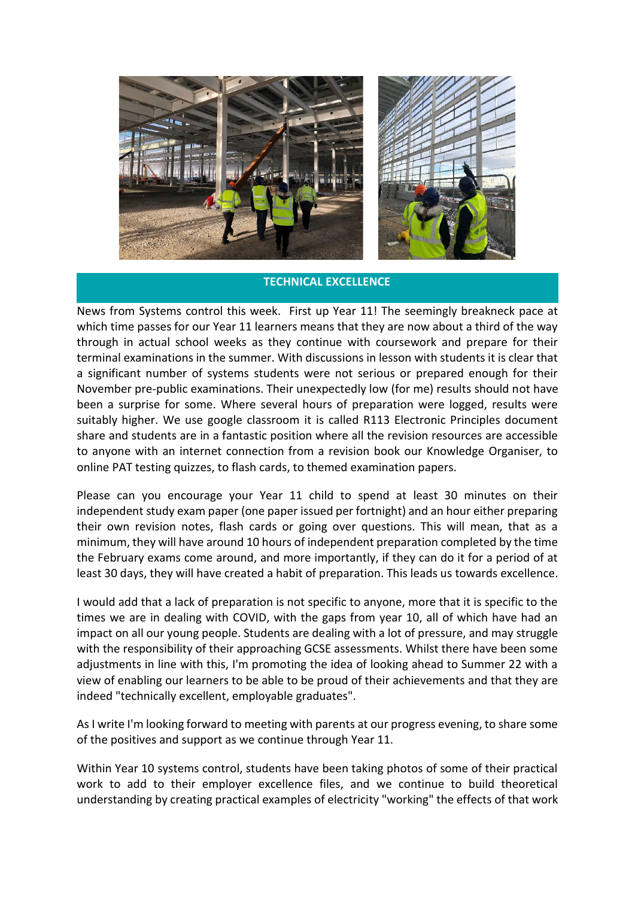## TECHNICAL EXCELLENCE

News from Systems control this week. First up Year 11! The seemingly breakneck pace at which time passes for our Year 11 learners means that they are now about a third of the way through in actual school weeks as they continue with coursework and prepare for their terminal examinations in the summer. With discussions in lesson with students it is clear that a significant number of systems students were not serious or prepared enough for their November pre-public examinations. Their unexpectedly low (for me) results should not have been a surprise for some. Where several hours of preparation were logged, results were suitably higher. We use google classroom it is called R113 Electronic Principles document share and students are in a fantastic position where all the revision resources are accessible to anyone with an internet connection from a revision book our Knowledge Organiser, to online PAT testing quizzes, to flash cards, to themed examination papers.

Please can you encourage your Year 11 child to spend at least 30 minutes on their independent study exam paper (one paper issued per fortnight) and an hour either preparing their own revision notes, flash cards or going over questions. This will mean, that as a minimum, they will have around 10 hours of independent preparation completed by the time the February exams come around, and more importantly, if they can do it for a period of at least 30 days, they will have created a habit of preparation. This leads us towards excellence.

I would add that a lack of preparation is not specific to anyone, more that it is specific to the times we are in dealing with COVID, with the gaps from year 10, all of which have had an impact on all our young people. Students are dealing with a lot of pressure, and may struggle with the responsibility of their approaching GCSE assessments. Whilst there have been some adjustments in line with this, I'm promoting the idea of looking ahead to Summer 22 with a view of enabling our learners to be able to be proud of their achievements and that they are indeed "technically excellent, employable graduates".

As I write I'm looking forward to meeting with parents at our progress evening, to share some of the positives and support as we continue through Year 11.

Within Year 10 systems control, students have been taking photos of some of their practical work to add to their employer excellence files, and we continue to build theoretical understanding by creating practical examples of electricity "working" the effects of that work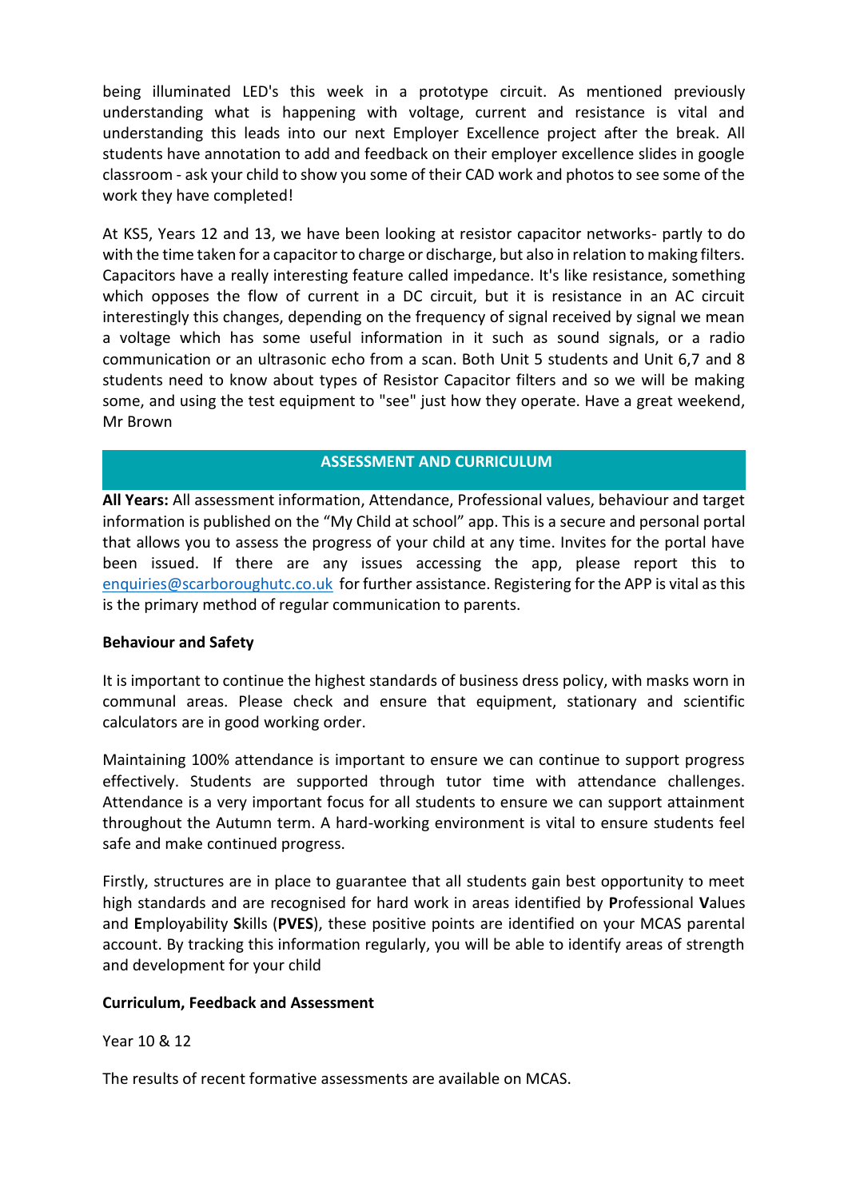being illuminated LED's this week in a prototype circuit. As mentioned previously understanding what is happening with voltage, current and resistance is vital and understanding this leads into our next Employer Excellence project after the break. All students have annotation to add and feedback on their employer excellence slides in google classroom - ask your child to show you some of their CAD work and photos to see some of the work they have completed!

At KS5, Years 12 and 13, we have been looking at resistor capacitor networks- partly to do with the time taken for a capacitor to charge or discharge, but also in relation to making filters. Capacitors have a really interesting feature called impedance. It's like resistance, something which opposes the flow of current in a DC circuit, but it is resistance in an AC circuit interestingly this changes, depending on the frequency of signal received by signal we mean a voltage which has some useful information in it such as sound signals, or a radio communication or an ultrasonic echo from a scan. Both Unit 5 students and Unit 6,7 and 8 students need to know about types of Resistor Capacitor filters and so we will be making some, and using the test equipment to "see" just how they operate. Have a great weekend, Mr Brown

## ASSESSMENT AND CURRICULUM

**All Years:** All assessment information, Attendance, Professional values, behaviour and target information is published on the "My Child at school" app. This is a secure and personal portal that allows you to assess the progress of your child at any time. Invites for the portal have been issued. If there are any issues accessing the app, please report this to enquiries@scarboroughutc.co.uk for further assistance. Registering for the APP is vital as this is the primary method of regular communication to parents.

**Behaviour and Safety**

It is important to continue the highest standards of business dress policy, with masks worn in communal areas. Please check and ensure that equipment, stationary and scientific calculators are in good working order.

Maintaining 100% attendance is important to ensure we can continue to support progress effectively. Students are supported through tutor time with attendance challenges. Attendance is a very important focus for all students to ensure we can support attainment throughout the Autumn term. A hard-working environment is vital to ensure students feel safe and make continued progress.

Firstly, structures are in place to guarantee that all students gain best opportunity to meet high standards and are recognised for hard work in areas identified by **P**rofessional **V**alues and **E**mployability **S**kills (**PVES**), these positive points are identified on your MCAS parental account. By tracking this information regularly, you will be able to identify areas of strength and development for your child

**Curriculum, Feedback and Assessment**

Year 10 & 12

The results of recent formative assessments are available on MCAS.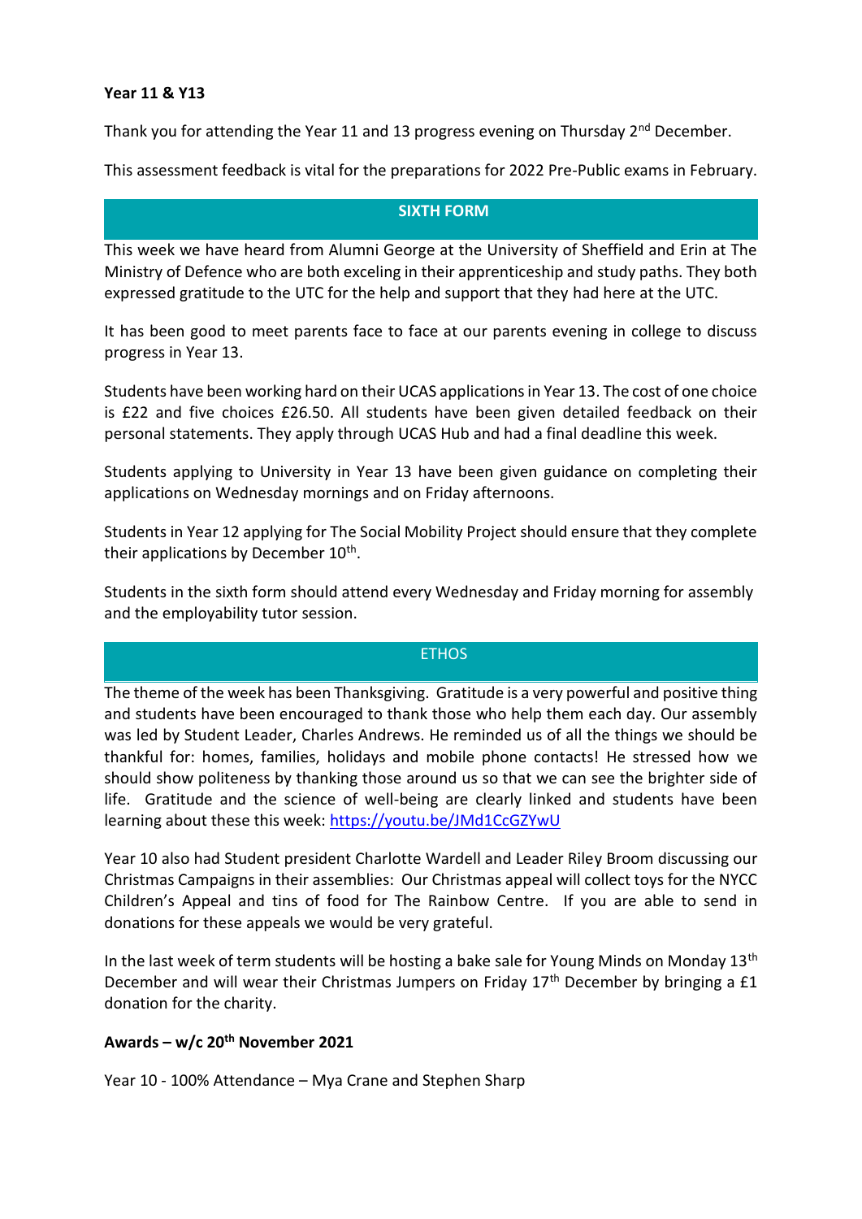**Year 11 & Y13**

Thank you for attending the Year 11 and 13 progress evening on Thursday 2nd December.

This assessment feedback is vital for the preparations for 2022 Pre-Public exams in February.

## SIXTH FORM

This week we have heard from Alumni George at the University of Sheffield and Erin at The Ministry of Defence who are both exceling in their apprenticeship and study paths. They both expressed gratitude to the UTC for the help and support that they had here at the UTC.

It has been good to meet parents face to face at our parents evening in college to discuss progress in Year 13.

Students have been working hard on their UCAS applications in Year 13. The cost of one choice is £22 and five choices £26.50. All students have been given detailed feedback on their personal statements. They apply through UCAS Hub and had a final deadline this week.

Students applying to University in Year 13 have been given guidance on completing their applications on Wednesday mornings and on Friday afternoons.

Students in Year 12 applying for The Social Mobility Project should ensure that they complete their applications by December 10th.

Students in the sixth form should attend every Wednesday and Friday morning for assembly and the employability tutor session.

## ETHOS

The theme of the week has been Thanksgiving. Gratitude is a very powerful and positive thing and students have been encouraged to thank those who help them each day. Our assembly was led by Student Leader, Charles Andrews. He reminded us of all the things we should be thankful for: homes, families, holidays and mobile phone contacts! He stressed how we should show politeness by thanking those around us so that we can see the brighter side of life. Gratitude and the science of well-being are clearly linked and students have been learning about these this week: https://youtu.be/JMd1CcGZYwU

Year 10 also had Student president Charlotte Wardell and Leader Riley Broom discussing our Christmas Campaigns in their assemblies: Our Christmas appeal will collect toys for the NYCC Children's Appeal and tins of food for The Rainbow Centre. If you are able to send in donations for these appeals we would be very grateful.

In the last week of term students will be hosting a bake sale for Young Minds on Monday 13th December and will wear their Christmas Jumpers on Friday 17th December by bringing a £1 donation for the charity.

**Awards – w/c 20th November 2021**

Year 10 - 100% Attendance – Mya Crane and Stephen Sharp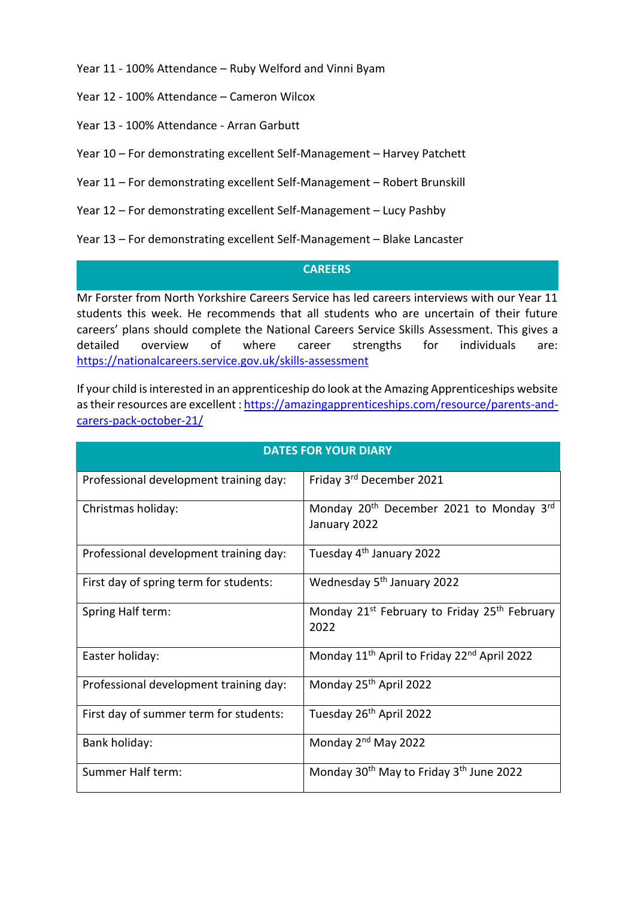Year 11 - 100% Attendance – Ruby Welford and Vinni Byam

Year 12 - 100% Attendance – Cameron Wilcox

Year 13 - 100% Attendance - Arran Garbutt

Year 10 – For demonstrating excellent Self-Management – Harvey Patchett

Year 11 – For demonstrating excellent Self-Management – Robert Brunskill

Year 12 – For demonstrating excellent Self-Management – Lucy Pashby

Year 13 – For demonstrating excellent Self-Management – Blake Lancaster

## CAREERS

Mr Forster from North Yorkshire Careers Service has led careers interviews with our Year 11 students this week. He recommends that all students who are uncertain of their future careers' plans should complete the National Careers Service Skills Assessment. This gives a detailed overview of where career strengths for individuals are: https://nationalcareers.service.gov.uk/skills-assessment

If your child is interested in an apprenticeship do look at the Amazing Apprenticeships website as their resources are excellent : https://amazingapprenticeships.com/resource/parents-and-carers-pack-october-21/

## DATES FOR YOUR DIARY

| | |
|---|---|
| Professional development training day: | Friday 3rd December 2021 |
| Christmas holiday: | Monday 20th December 2021 to Monday 3rd January 2022 |
| Professional development training day: | Tuesday 4th January 2022 |
| First day of spring term for students: | Wednesday 5th January 2022 |
| Spring Half term: | Monday 21st February to Friday 25th February 2022 |
| Easter holiday: | Monday 11th April to Friday 22nd April 2022 |
| Professional development training day: | Monday 25th April 2022 |
| First day of summer term for students: | Tuesday 26th April 2022 |
| Bank holiday: | Monday 2nd May 2022 |
| Summer Half term: | Monday 30th May to Friday 3rd June 2022 |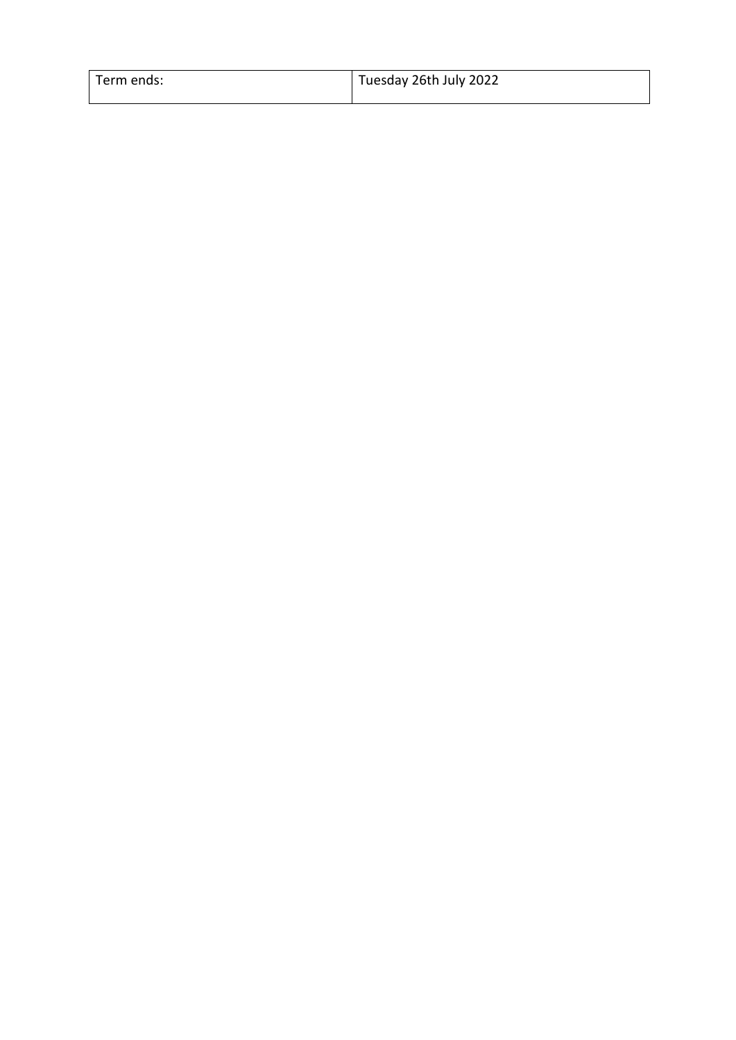| | |
|---|---|
| Term ends: | Tuesday 26th July 2022 |